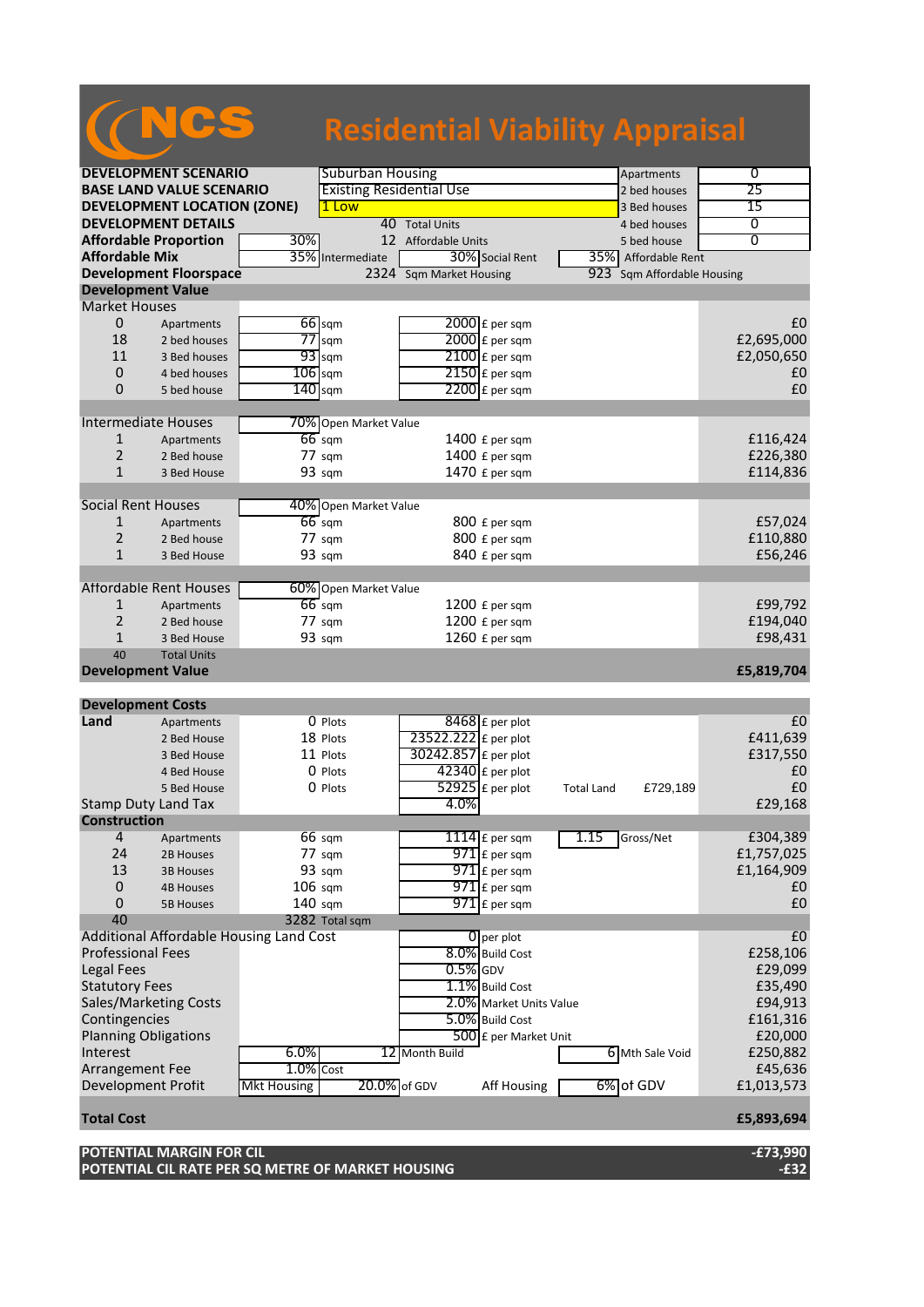# NCS Residential Viability Appraisal

| | | | | | | |
|---|---|---|---|---|---|---|
| **DEVELOPMENT SCENARIO** | | Suburban Housing | | | Apartments | 0 |
| **BASE LAND VALUE SCENARIO** | | Existing Residential Use | | | 2 bed houses | 25 |
| **DEVELOPMENT LOCATION (ZONE)** | | 1 Low | | | 3 Bed houses | 15 |
| **DEVELOPMENT DETAILS** | | 40 | Total Units | | 4 bed houses | 0 |
| **Affordable Proportion** | 30% | 12 | Affordable Units | | 5 bed house | 0 |
| **Affordable Mix** | 35% | Intermediate | 30% | Social Rent | 35% | Affordable Rent |
| **Development Floorspace** | | 2324 | Sqm Market Housing | | 923 | Sqm Affordable Housing |

## Development Value

| | | | | | | |
|---|---|---|---|---|---|---|
| **Market Houses** | | | | | | |
| 0 | Apartments | 66 | sqm | 2000 | £ per sqm | £0 |
| 18 | 2 bed houses | 77 | sqm | 2000 | £ per sqm | £2,695,000 |
| 11 | 3 Bed houses | 93 | sqm | 2100 | £ per sqm | £2,050,650 |
| 0 | 4 bed houses | 106 | sqm | 2150 | £ per sqm | £0 |
| 0 | 5 bed house | 140 | sqm | 2200 | £ per sqm | £0 |
| **Intermediate Houses** | | 70% | Open Market Value | | | |
| 1 | Apartments | 66 | sqm | 1400 | £ per sqm | £116,424 |
| 2 | 2 Bed house | 77 | sqm | 1400 | £ per sqm | £226,380 |
| 1 | 3 Bed House | 93 | sqm | 1470 | £ per sqm | £114,836 |
| **Social Rent Houses** | | 40% | Open Market Value | | | |
| 1 | Apartments | 66 | sqm | 800 | £ per sqm | £57,024 |
| 2 | 2 Bed house | 77 | sqm | 800 | £ per sqm | £110,880 |
| 1 | 3 Bed House | 93 | sqm | 840 | £ per sqm | £56,246 |
| **Affordable Rent Houses** | | 60% | Open Market Value | | | |
| 1 | Apartments | 66 | sqm | 1200 | £ per sqm | £99,792 |
| 2 | 2 Bed house | 77 | sqm | 1200 | £ per sqm | £194,040 |
| 1 | 3 Bed House | 93 | sqm | 1260 | £ per sqm | £98,431 |
| 40 | Total Units | | | | | |
| **Development Value** | | | | | | **£5,819,704** |

## Development Costs

| | | | | | | | | |
|---|---|---|---|---|---|---|---|---|
| **Land** | Apartments | 0 | Plots | 8468 | £ per plot | | | £0 |
| | 2 Bed House | 18 | Plots | 23522.222 | £ per plot | | | £411,639 |
| | 3 Bed House | 11 | Plots | 30242.857 | £ per plot | | | £317,550 |
| | 4 Bed House | 0 | Plots | 42340 | £ per plot | | | £0 |
| | 5 Bed House | 0 | Plots | 52925 | £ per plot | Total Land | £729,189 | £0 |
| Stamp Duty Land Tax | | | | 4.0% | | | | £29,168 |
| **Construction** | | | | | | | | |
| 4 | Apartments | 66 | sqm | 1114 | £ per sqm | 1.15 | Gross/Net | £304,389 |
| 24 | 2B Houses | 77 | sqm | 971 | £ per sqm | | | £1,757,025 |
| 13 | 3B Houses | 93 | sqm | 971 | £ per sqm | | | £1,164,909 |
| 0 | 4B Houses | 106 | sqm | 971 | £ per sqm | | | £0 |
| 0 | 5B Houses | 140 | sqm | 971 | £ per sqm | | | £0 |
| 40 | | 3282 | Total sqm | | | | | |
| Additional Affordable Housing Land Cost | | | | 0 | per plot | | | £0 |
| Professional Fees | | | | 8.0% | Build Cost | | | £258,106 |
| Legal Fees | | | | 0.5% | GDV | | | £29,099 |
| Statutory Fees | | | | 1.1% | Build Cost | | | £35,490 |
| Sales/Marketing Costs | | | | 2.0% | Market Units Value | | | £94,913 |
| Contingencies | | | | 5.0% | Build Cost | | | £161,316 |
| Planning Obligations | | | | 500 | £ per Market Unit | | | £20,000 |
| Interest | | 6.0% | | 12 | Month Build | 6 | Mth Sale Void | £250,882 |
| Arrangement Fee | | 1.0% | Cost | | | | | £45,636 |
| Development Profit | Mkt Housing | | | 20.0% | of GDV | Aff Housing | 6% of GDV | £1,013,573 |
| **Total Cost** | | | | | | | | **£5,893,694** |

| | |
|---|---|
| **POTENTIAL MARGIN FOR CIL** | **-£73,990** |
| **POTENTIAL CIL RATE PER SQ METRE OF MARKET HOUSING** | **-£32** |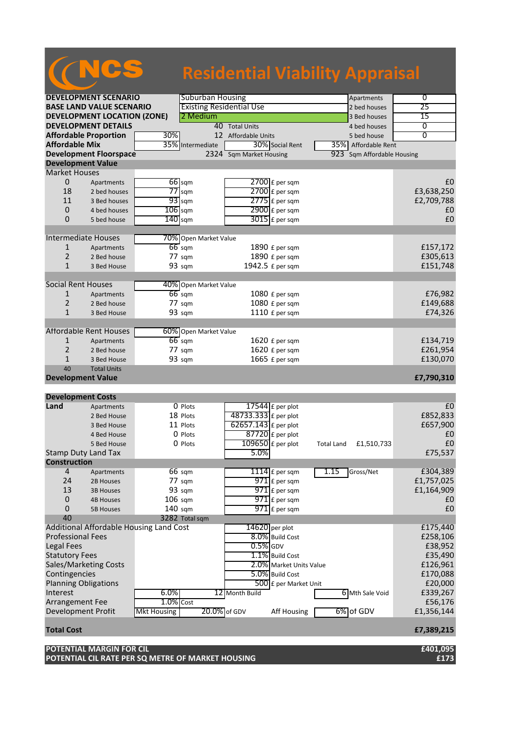# NCS Residential Viability Appraisal

| | | | | |
|---|---|---|---|---|
| **DEVELOPMENT SCENARIO** | Suburban Housing | | Apartments | 0 |
| **BASE LAND VALUE SCENARIO** | Existing Residential Use | | 2 bed houses | 25 |
| **DEVELOPMENT LOCATION (ZONE)** | 2 Medium | | 3 Bed houses | 15 |
| **DEVELOPMENT DETAILS** | 40 Total Units | | 4 bed houses | 0 |
| **Affordable Proportion** 30% | 12 Affordable Units | | 5 bed house | 0 |
| **Affordable Mix** | 35% Intermediate | 30% Social Rent | 35% Affordable Rent | |
| **Development Floorspace** | 2324 Sqm Market Housing | | 923 Sqm Affordable Housing | |

## Development Value

| | | | | |
|---|---|---|---|---|
| **Market Houses** | | | | |
| 0 | Apartments | 66 sqm | 2700 £ per sqm | £0 |
| 18 | 2 bed houses | 77 sqm | 2700 £ per sqm | £3,638,250 |
| 11 | 3 Bed houses | 93 sqm | 2775 £ per sqm | £2,709,788 |
| 0 | 4 bed houses | 106 sqm | 2900 £ per sqm | £0 |
| 0 | 5 bed house | 140 sqm | 3015 £ per sqm | £0 |
| **Intermediate Houses** | | 70% Open Market Value | | |
| 1 | Apartments | 66 sqm | 1890 £ per sqm | £157,172 |
| 2 | 2 Bed house | 77 sqm | 1890 £ per sqm | £305,613 |
| 1 | 3 Bed House | 93 sqm | 1942.5 £ per sqm | £151,748 |
| **Social Rent Houses** | | 40% Open Market Value | | |
| 1 | Apartments | 66 sqm | 1080 £ per sqm | £76,982 |
| 2 | 2 Bed house | 77 sqm | 1080 £ per sqm | £149,688 |
| 1 | 3 Bed House | 93 sqm | 1110 £ per sqm | £74,326 |
| **Affordable Rent Houses** | | 60% Open Market Value | | |
| 1 | Apartments | 66 sqm | 1620 £ per sqm | £134,719 |
| 2 | 2 Bed house | 77 sqm | 1620 £ per sqm | £261,954 |
| 1 | 3 Bed House | 93 sqm | 1665 £ per sqm | £130,070 |
| 40 | Total Units | | | |
| **Development Value** | | | | **£7,790,310** |

## Development Costs

| | | | | | |
|---|---|---|---|---|---|
| **Land** | Apartments | 0 Plots | 17544 £ per plot | | £0 |
| | 2 Bed House | 18 Plots | 48733.333 £ per plot | | £852,833 |
| | 3 Bed House | 11 Plots | 62657.143 £ per plot | | £657,900 |
| | 4 Bed House | 0 Plots | 87720 £ per plot | | £0 |
| | 5 Bed House | 0 Plots | 109650 £ per plot | Total Land £1,510,733 | £0 |
| Stamp Duty Land Tax | | | 5.0% | | £75,537 |
| **Construction** | | | | | |
| 4 | Apartments | 66 sqm | 1114 £ per sqm | 1.15 Gross/Net | £304,389 |
| 24 | 2B Houses | 77 sqm | 971 £ per sqm | | £1,757,025 |
| 13 | 3B Houses | 93 sqm | 971 £ per sqm | | £1,164,909 |
| 0 | 4B Houses | 106 sqm | 971 £ per sqm | | £0 |
| 0 | 5B Houses | 140 sqm | 971 £ per sqm | | £0 |
| 40 | | 3282 Total sqm | | | |
| Additional Affordable Housing Land Cost | | | 14620 per plot | | £175,440 |
| Professional Fees | | | 8.0% Build Cost | | £258,106 |
| Legal Fees | | | 0.5% GDV | | £38,952 |
| Statutory Fees | | | 1.1% Build Cost | | £35,490 |
| Sales/Marketing Costs | | | 2.0% Market Units Value | | £126,961 |
| Contingencies | | | 5.0% Build Cost | | £170,088 |
| Planning Obligations | | | 500 £ per Market Unit | | £20,000 |
| Interest | 6.0% | 12 Month Build | | 6 Mth Sale Void | £339,267 |
| Arrangement Fee | 1.0% Cost | | | | £56,176 |
| Development Profit | Mkt Housing | 20.0% of GDV | Aff Housing | 6% of GDV | £1,356,144 |
| **Total Cost** | | | | | **£7,389,215** |

| | |
|---|---|
| **POTENTIAL MARGIN FOR CIL** | **£401,095** |
| **POTENTIAL CIL RATE PER SQ METRE OF MARKET HOUSING** | **£173** |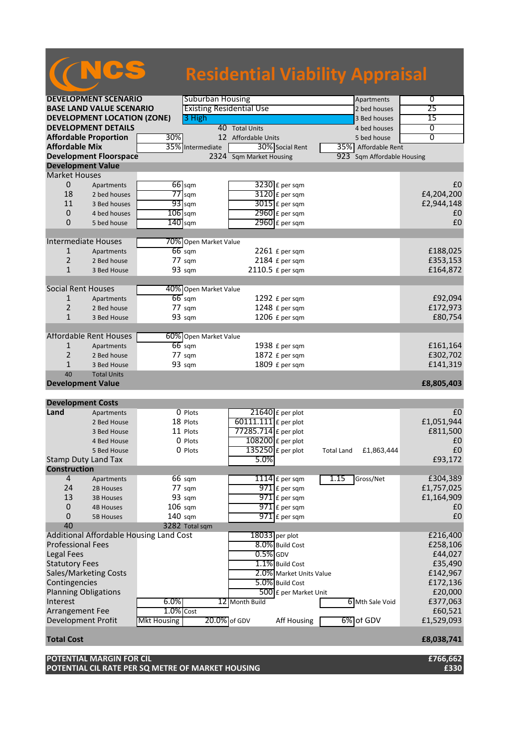# NCS Residential Viability Appraisal

| | | | | | | |
|---|---|---|---|---|---|---|
| **DEVELOPMENT SCENARIO** | | Suburban Housing | | | Apartments | 0 |
| **BASE LAND VALUE SCENARIO** | | Existing Residential Use | | | 2 bed houses | 25 |
| **DEVELOPMENT LOCATION (ZONE)** | | 3 High | | | 3 Bed houses | 15 |
| **DEVELOPMENT DETAILS** | | 40 Total Units | | | 4 bed houses | 0 |
| **Affordable Proportion** | 30% | 12 Affordable Units | | | 5 bed house | 0 |
| **Affordable Mix** | 35% Intermediate | | 30% Social Rent | 35% Affordable Rent | | |
| **Development Floorspace** | | 2324 Sqm Market Housing | | 923 Sqm Affordable Housing | | |

| **Development Value** | | | | |
|---|---|---|---|---|
| **Market Houses** | | | | |
| 0 | Apartments | 66 sqm | 3230 £ per sqm | £0 |
| 18 | 2 bed houses | 77 sqm | 3120 £ per sqm | £4,204,200 |
| 11 | 3 Bed houses | 93 sqm | 3015 £ per sqm | £2,944,148 |
| 0 | 4 bed houses | 106 sqm | 2960 £ per sqm | £0 |
| 0 | 5 bed house | 140 sqm | 2960 £ per sqm | £0 |
| **Intermediate Houses** | | 70% Open Market Value | | |
| 1 | Apartments | 66 sqm | 2261 £ per sqm | £188,025 |
| 2 | 2 Bed house | 77 sqm | 2184 £ per sqm | £353,153 |
| 1 | 3 Bed House | 93 sqm | 2110.5 £ per sqm | £164,872 |
| **Social Rent Houses** | | 40% Open Market Value | | |
| 1 | Apartments | 66 sqm | 1292 £ per sqm | £92,094 |
| 2 | 2 Bed house | 77 sqm | 1248 £ per sqm | £172,973 |
| 1 | 3 Bed House | 93 sqm | 1206 £ per sqm | £80,754 |
| **Affordable Rent Houses** | | 60% Open Market Value | | |
| 1 | Apartments | 66 sqm | 1938 £ per sqm | £161,164 |
| 2 | 2 Bed house | 77 sqm | 1872 £ per sqm | £302,702 |
| 1 | 3 Bed House | 93 sqm | 1809 £ per sqm | £141,319 |
| 40 | Total Units | | | |
| **Development Value** | | | | **£8,805,403** |

| **Development Costs** | | | | | | |
|---|---|---|---|---|---|---|
| **Land** | Apartments | 0 Plots | 21640 £ per plot | | | £0 |
| | 2 Bed House | 18 Plots | 60111.111 £ per plot | | | £1,051,944 |
| | 3 Bed House | 11 Plots | 77285.714 £ per plot | | | £811,500 |
| | 4 Bed House | 0 Plots | 108200 £ per plot | | | £0 |
| | 5 Bed House | 0 Plots | 135250 £ per plot | Total Land | £1,863,444 | £0 |
| Stamp Duty Land Tax | | | 5.0% | | | £93,172 |
| **Construction** | | | | | | |
| 4 | Apartments | 66 sqm | 1114 £ per sqm | 1.15 | Gross/Net | £304,389 |
| 24 | 2B Houses | 77 sqm | 971 £ per sqm | | | £1,757,025 |
| 13 | 3B Houses | 93 sqm | 971 £ per sqm | | | £1,164,909 |
| 0 | 4B Houses | 106 sqm | 971 £ per sqm | | | £0 |
| 0 | 5B Houses | 140 sqm | 971 £ per sqm | | | £0 |
| 40 | | 3282 Total sqm | | | | |
| Additional Affordable Housing Land Cost | | | 18033 per plot | | | £216,400 |
| Professional Fees | | | 8.0% Build Cost | | | £258,106 |
| Legal Fees | | | 0.5% GDV | | | £44,027 |
| Statutory Fees | | | 1.1% Build Cost | | | £35,490 |
| Sales/Marketing Costs | | | 2.0% Market Units Value | | | £142,967 |
| Contingencies | | | 5.0% Build Cost | | | £172,136 |
| Planning Obligations | | | 500 £ per Market Unit | | | £20,000 |
| Interest | 6.0% | 12 Month Build | | 6 Mth Sale Void | | £377,063 |
| Arrangement Fee | 1.0% Cost | | | | | £60,521 |
| Development Profit | Mkt Housing | 20.0% of GDV | Aff Housing | 6% of GDV | | £1,529,093 |
| **Total Cost** | | | | | | **£8,038,741** |

| | |
|---|---|
| **POTENTIAL MARGIN FOR CIL** | **£766,662** |
| **POTENTIAL CIL RATE PER SQ METRE OF MARKET HOUSING** | **£330** |